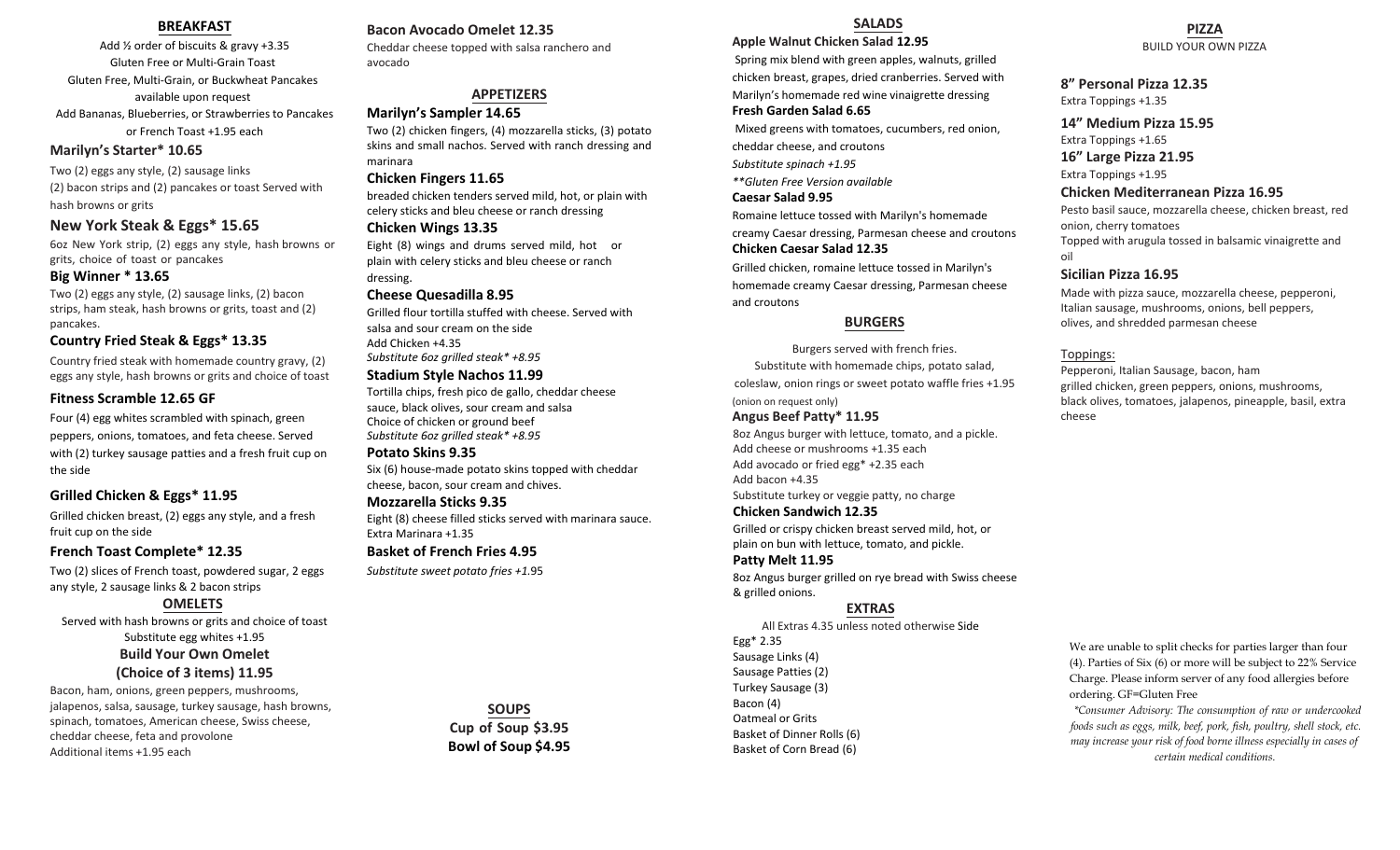## BREAKFAST

Add ½ order of biscuits & gravy +3.35
Gluten Free or Multi-Grain Toast
Gluten Free, Multi-Grain, or Buckwheat Pancakes available upon request
Add Bananas, Blueberries, or Strawberries to Pancakes or French Toast +1.95 each

### Marilyn's Starter* 10.65

Two (2) eggs any style, (2) sausage links
(2) bacon strips and (2) pancakes or toast Served with hash browns or grits

### New York Steak & Eggs* 15.65

6oz New York strip, (2) eggs any style, hash browns or grits, choice of toast or pancakes

### Big Winner * 13.65

Two (2) eggs any style, (2) sausage links, (2) bacon strips, ham steak, hash browns or grits, toast and (2) pancakes.

### Country Fried Steak & Eggs* 13.35

Country fried steak with homemade country gravy, (2) eggs any style, hash browns or grits and choice of toast

### Fitness Scramble 12.65 GF

Four (4) egg whites scrambled with spinach, green peppers, onions, tomatoes, and feta cheese. Served with (2) turkey sausage patties and a fresh fruit cup on the side

### Grilled Chicken & Eggs* 11.95

Grilled chicken breast, (2) eggs any style, and a fresh fruit cup on the side

### French Toast Complete* 12.35

Two (2) slices of French toast, powdered sugar, 2 eggs any style, 2 sausage links & 2 bacon strips

## OMELETS

Served with hash browns or grits and choice of toast
Substitute egg whites +1.95

### Build Your Own Omelet (Choice of 3 items) 11.95

Bacon, ham, onions, green peppers, mushrooms, jalapenos, salsa, sausage, turkey sausage, hash browns, spinach, tomatoes, American cheese, Swiss cheese, cheddar cheese, feta and provolone
Additional items +1.95 each

### Bacon Avocado Omelet 12.35

Cheddar cheese topped with salsa ranchero and avocado

## APPETIZERS

### Marilyn's Sampler 14.65

Two (2) chicken fingers, (4) mozzarella sticks, (3) potato skins and small nachos. Served with ranch dressing and marinara

### Chicken Fingers 11.65

breaded chicken tenders served mild, hot, or plain with celery sticks and bleu cheese or ranch dressing

### Chicken Wings 13.35

Eight (8) wings and drums served mild, hot or plain with celery sticks and bleu cheese or ranch dressing.

### Cheese Quesadilla 8.95

Grilled flour tortilla stuffed with cheese. Served with salsa and sour cream on the side
Add Chicken +4.35
*Substitute 6oz grilled steak* +8.95*

### Stadium Style Nachos 11.99

Tortilla chips, fresh pico de gallo, cheddar cheese sauce, black olives, sour cream and salsa
Choice of chicken or ground beef
*Substitute 6oz grilled steak* +8.95*

### Potato Skins 9.35

Six (6) house-made potato skins topped with cheddar cheese, bacon, sour cream and chives.

### Mozzarella Sticks 9.35

Eight (8) cheese filled sticks served with marinara sauce.
Extra Marinara +1.35

### Basket of French Fries 4.95

*Substitute sweet potato fries +1.95*

## SOUPS

**Cup of Soup $3.95**
**Bowl of Soup $4.95**

## SALADS

### Apple Walnut Chicken Salad 12.95

Spring mix blend with green apples, walnuts, grilled chicken breast, grapes, dried cranberries. Served with Marilyn's homemade red wine vinaigrette dressing

### Fresh Garden Salad 6.65

Mixed greens with tomatoes, cucumbers, red onion, cheddar cheese, and croutons
*Substitute spinach +1.95*
*\*\*Gluten Free Version available*

### Caesar Salad 9.95

Romaine lettuce tossed with Marilyn's homemade creamy Caesar dressing, Parmesan cheese and croutons

### Chicken Caesar Salad 12.35

Grilled chicken, romaine lettuce tossed in Marilyn's homemade creamy Caesar dressing, Parmesan cheese and croutons

## BURGERS

Burgers served with french fries.
Substitute with homemade chips, potato salad, coleslaw, onion rings or sweet potato waffle fries +1.95
(onion on request only)

### Angus Beef Patty* 11.95

8oz Angus burger with lettuce, tomato, and a pickle.
Add cheese or mushrooms +1.35 each
Add avocado or fried egg* +2.35 each
Add bacon +4.35
Substitute turkey or veggie patty, no charge

### Chicken Sandwich 12.35

Grilled or crispy chicken breast served mild, hot, or plain on bun with lettuce, tomato, and pickle.

### Patty Melt 11.95

8oz Angus burger grilled on rye bread with Swiss cheese & grilled onions.

## EXTRAS

All Extras 4.35 unless noted otherwise Side
Egg* 2.35
Sausage Links (4)
Sausage Patties (2)
Turkey Sausage (3)
Bacon (4)
Oatmeal or Grits
Basket of Dinner Rolls (6)
Basket of Corn Bread (6)

## PIZZA

BUILD YOUR OWN PIZZA

### 8" Personal Pizza 12.35

Extra Toppings +1.35

### 14" Medium Pizza 15.95

Extra Toppings +1.65

### 16" Large Pizza 21.95

Extra Toppings +1.95

### Chicken Mediterranean Pizza 16.95

Pesto basil sauce, mozzarella cheese, chicken breast, red onion, cherry tomatoes
Topped with arugula tossed in balsamic vinaigrette and oil

### Sicilian Pizza 16.95

Made with pizza sauce, mozzarella cheese, pepperoni, Italian sausage, mushrooms, onions, bell peppers, olives, and shredded parmesan cheese

Toppings:

Pepperoni, Italian Sausage, bacon, ham
grilled chicken, green peppers, onions, mushrooms, black olives, tomatoes, jalapenos, pineapple, basil, extra cheese

We are unable to split checks for parties larger than four (4). Parties of Six (6) or more will be subject to 22% Service Charge. Please inform server of any food allergies before ordering. GF=Gluten Free

*\*Consumer Advisory: The consumption of raw or undercooked foods such as eggs, milk, beef, pork, fish, poultry, shell stock, etc. may increase your risk of food borne illness especially in cases of certain medical conditions.*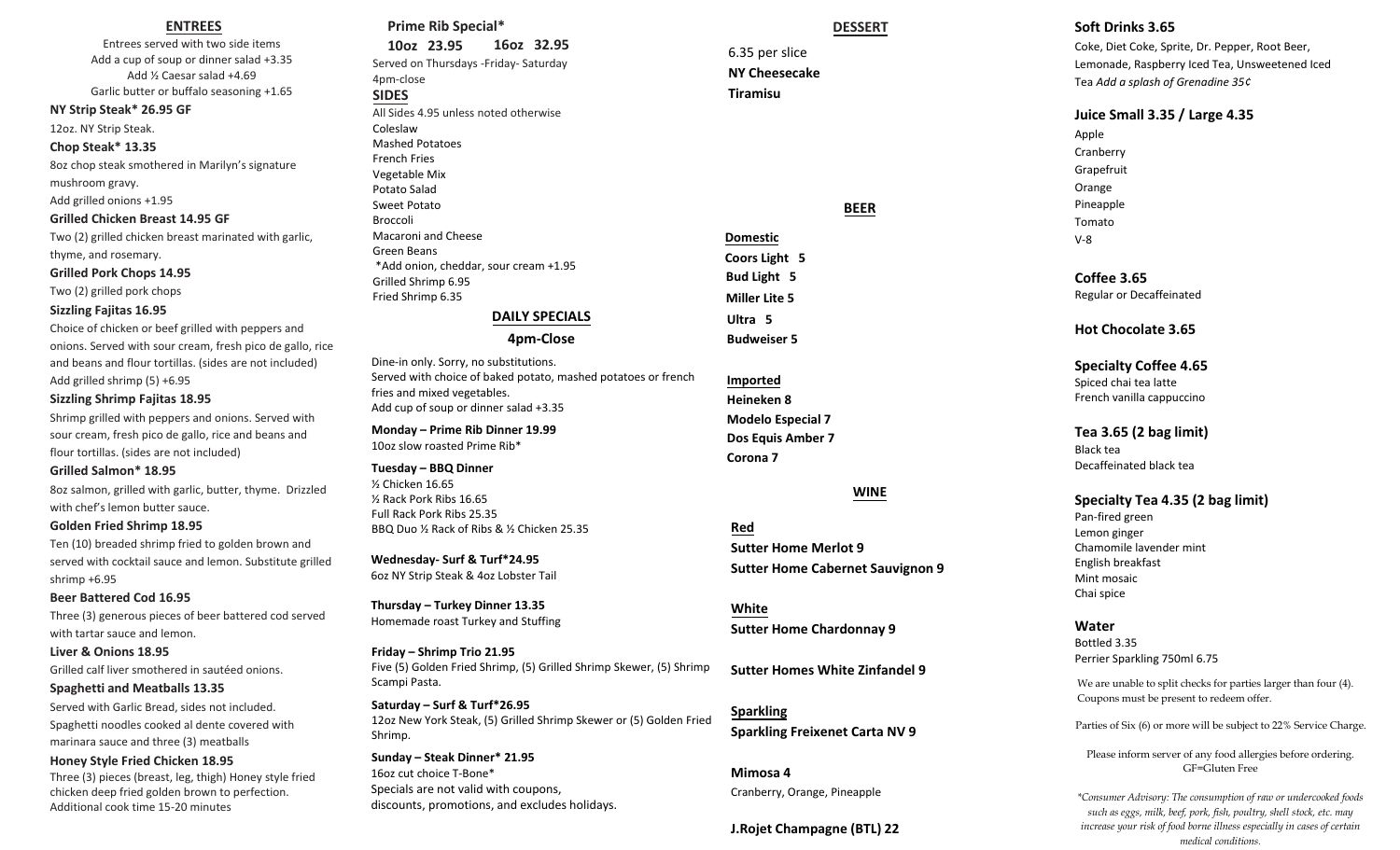## ENTREES

Entrees served with two side items
Add a cup of soup or dinner salad +3.35
Add ½ Caesar salad +4.69
Garlic butter or buffalo seasoning +1.65

**NY Strip Steak* 26.95 GF**

12oz. NY Strip Steak.

**Chop Steak* 13.35**

8oz chop steak smothered in Marilyn's signature mushroom gravy.

Add grilled onions +1.95

**Grilled Chicken Breast 14.95 GF**

Two (2) grilled chicken breast marinated with garlic, thyme, and rosemary.

**Grilled Pork Chops 14.95**

Two (2) grilled pork chops

**Sizzling Fajitas 16.95**

Choice of chicken or beef grilled with peppers and onions. Served with sour cream, fresh pico de gallo, rice and beans and flour tortillas. (sides are not included)

Add grilled shrimp (5) +6.95

**Sizzling Shrimp Fajitas 18.95**

Shrimp grilled with peppers and onions. Served with sour cream, fresh pico de gallo, rice and beans and flour tortillas. (sides are not included)

**Grilled Salmon* 18.95**

8oz salmon, grilled with garlic, butter, thyme. Drizzled with chef's lemon butter sauce.

**Golden Fried Shrimp 18.95**

Ten (10) breaded shrimp fried to golden brown and served with cocktail sauce and lemon. Substitute grilled shrimp +6.95

**Beer Battered Cod 16.95**

Three (3) generous pieces of beer battered cod served with tartar sauce and lemon.

**Liver & Onions 18.95**

Grilled calf liver smothered in sautéed onions.

**Spaghetti and Meatballs 13.35**

Served with Garlic Bread, sides not included.
Spaghetti noodles cooked al dente covered with marinara sauce and three (3) meatballs

**Honey Style Fried Chicken 18.95**

Three (3) pieces (breast, leg, thigh) Honey style fried chicken deep fried golden brown to perfection. Additional cook time 15-20 minutes

**Prime Rib Special***

**10oz 23.95 16oz 32.95**

Served on Thursdays -Friday- Saturday 4pm-close

## SIDES

All Sides 4.95 unless noted otherwise

- Coleslaw
- Mashed Potatoes
- French Fries
- Vegetable Mix
- Potato Salad
- Sweet Potato
- Broccoli
- Macaroni and Cheese
- Green Beans

*Add onion, cheddar, sour cream +1.95

Grilled Shrimp 6.95
Fried Shrimp 6.35

## DAILY SPECIALS

### 4pm-Close

Dine-in only. Sorry, no substitutions.
Served with choice of baked potato, mashed potatoes or french fries and mixed vegetables.
Add cup of soup or dinner salad +3.35

**Monday – Prime Rib Dinner 19.99**
10oz slow roasted Prime Rib*

**Tuesday – BBQ Dinner**
½ Chicken 16.65
½ Rack Pork Ribs 16.65
Full Rack Pork Ribs 25.35
BBQ Duo ½ Rack of Ribs & ½ Chicken 25.35

**Wednesday- Surf & Turf*24.95**
6oz NY Strip Steak & 4oz Lobster Tail

**Thursday – Turkey Dinner 13.35**
Homemade roast Turkey and Stuffing

**Friday – Shrimp Trio 21.95**
Five (5) Golden Fried Shrimp, (5) Grilled Shrimp Skewer, (5) Shrimp Scampi Pasta.

**Saturday – Surf & Turf*26.95**
12oz New York Steak, (5) Grilled Shrimp Skewer or (5) Golden Fried Shrimp.

**Sunday – Steak Dinner* 21.95**
16oz cut choice T-Bone*

Specials are not valid with coupons, discounts, promotions, and excludes holidays.

## DESSERT

6.35 per slice

**NY Cheesecake**
**Tiramisu**

## BEER

**Domestic**

**Coors Light 5**
**Bud Light 5**
**Miller Lite 5**
**Ultra 5**
**Budweiser 5**

**Imported**

**Heineken 8**
**Modelo Especial 7**
**Dos Equis Amber 7**
**Corona 7**

## WINE

**Red**

**Sutter Home Merlot 9**
**Sutter Home Cabernet Sauvignon 9**

**White**

**Sutter Home Chardonnay 9**

**Sutter Homes White Zinfandel 9**

**Sparkling**

**Sparkling Freixenet Carta NV 9**

**Mimosa 4**
Cranberry, Orange, Pineapple

**J.Rojet Champagne (BTL) 22**

## Soft Drinks 3.65

Coke, Diet Coke, Sprite, Dr. Pepper, Root Beer, Lemonade, Raspberry Iced Tea, Unsweetened Iced Tea *Add a splash of Grenadine 35¢*

## Juice Small 3.35 / Large 4.35

- Apple
- Cranberry
- Grapefruit
- Orange
- Pineapple
- Tomato
- V-8

## Coffee 3.65

Regular or Decaffeinated

## Hot Chocolate 3.65

## Specialty Coffee 4.65

Spiced chai tea latte
French vanilla cappuccino

## Tea 3.65 (2 bag limit)

Black tea
Decaffeinated black tea

## Specialty Tea 4.35 (2 bag limit)

- Pan-fired green
- Lemon ginger
- Chamomile lavender mint
- English breakfast
- Mint mosaic
- Chai spice

## Water

Bottled 3.35
Perrier Sparkling 750ml 6.75

We are unable to split checks for parties larger than four (4). Coupons must be present to redeem offer.

Parties of Six (6) or more will be subject to 22% Service Charge.

Please inform server of any food allergies before ordering.
GF=Gluten Free

*\*Consumer Advisory: The consumption of raw or undercooked foods such as eggs, milk, beef, pork, fish, poultry, shell stock, etc. may increase your risk of food borne illness especially in cases of certain medical conditions.*